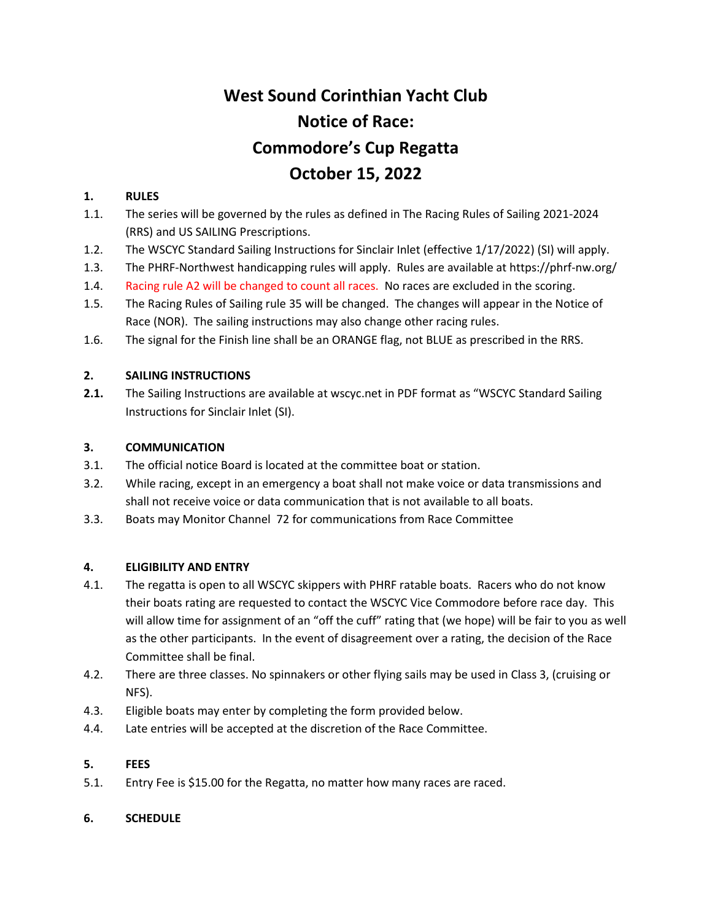# West Sound Corinthian Yacht Club
# Notice of Race:
# Commodore's Cup Regatta
# October 15, 2022

**1. RULES**

1.1. The series will be governed by the rules as defined in The Racing Rules of Sailing 2021-2024 (RRS) and US SAILING Prescriptions.

1.2. The WSCYC Standard Sailing Instructions for Sinclair Inlet (effective 1/17/2022) (SI) will apply.

1.3. The PHRF-Northwest handicapping rules will apply. Rules are available at https://phrf-nw.org/

1.4. Racing rule A2 will be changed to count all races. No races are excluded in the scoring.

1.5. The Racing Rules of Sailing rule 35 will be changed. The changes will appear in the Notice of Race (NOR). The sailing instructions may also change other racing rules.

1.6. The signal for the Finish line shall be an ORANGE flag, not BLUE as prescribed in the RRS.

**2. SAILING INSTRUCTIONS**

**2.1.** The Sailing Instructions are available at wscyc.net in PDF format as "WSCYC Standard Sailing Instructions for Sinclair Inlet (SI).

**3. COMMUNICATION**

3.1. The official notice Board is located at the committee boat or station.

3.2. While racing, except in an emergency a boat shall not make voice or data transmissions and shall not receive voice or data communication that is not available to all boats.

3.3. Boats may Monitor Channel 72 for communications from Race Committee

**4. ELIGIBILITY AND ENTRY**

4.1. The regatta is open to all WSCYC skippers with PHRF ratable boats. Racers who do not know their boats rating are requested to contact the WSCYC Vice Commodore before race day. This will allow time for assignment of an "off the cuff" rating that (we hope) will be fair to you as well as the other participants. In the event of disagreement over a rating, the decision of the Race Committee shall be final.

4.2. There are three classes. No spinnakers or other flying sails may be used in Class 3, (cruising or NFS).

4.3. Eligible boats may enter by completing the form provided below.

4.4. Late entries will be accepted at the discretion of the Race Committee.

**5. FEES**

5.1. Entry Fee is $15.00 for the Regatta, no matter how many races are raced.

**6. SCHEDULE**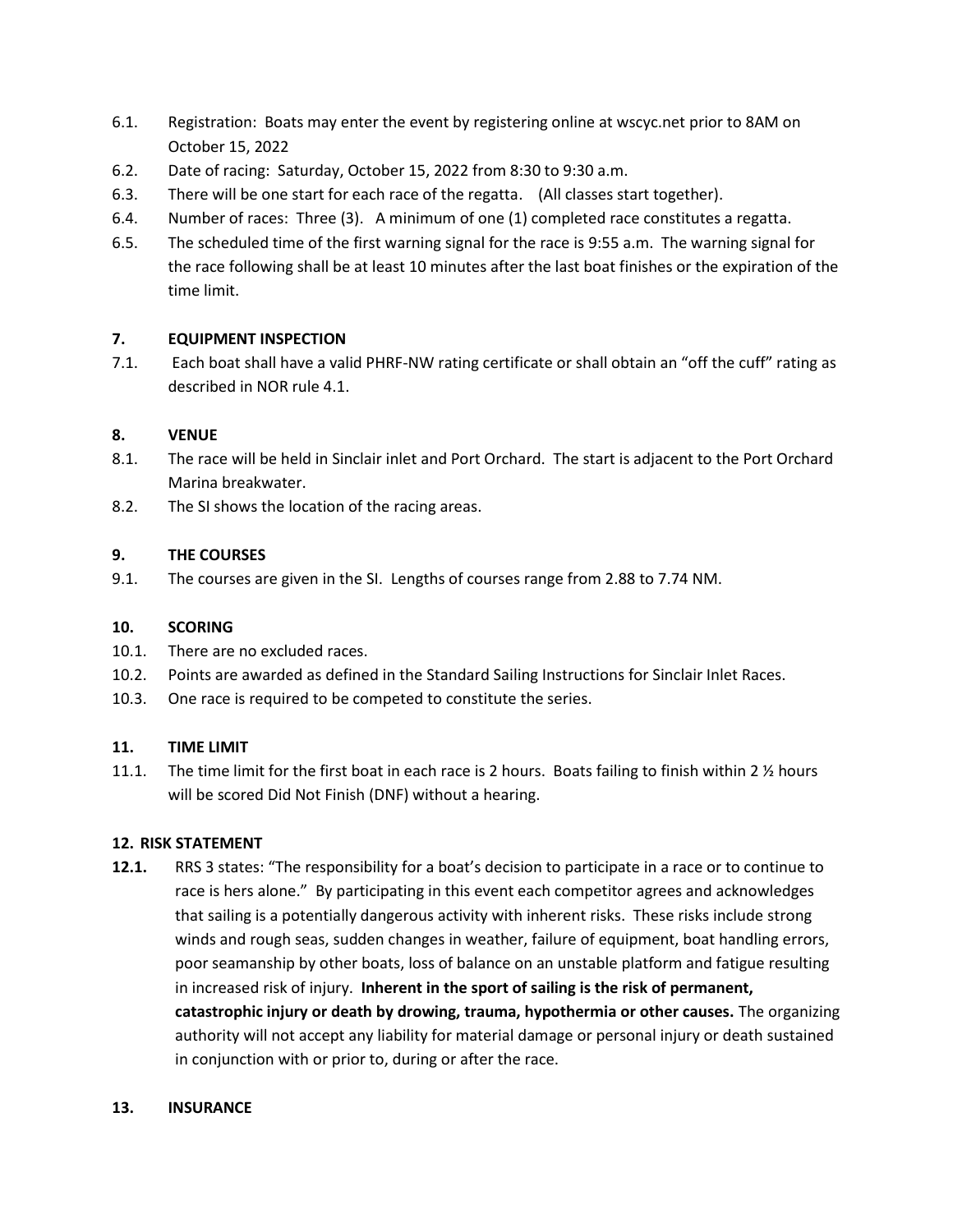6.1. Registration: Boats may enter the event by registering online at wscyc.net prior to 8AM on October 15, 2022

6.2. Date of racing: Saturday, October 15, 2022 from 8:30 to 9:30 a.m.

6.3. There will be one start for each race of the regatta. (All classes start together).

6.4. Number of races: Three (3). A minimum of one (1) completed race constitutes a regatta.

6.5. The scheduled time of the first warning signal for the race is 9:55 a.m. The warning signal for the race following shall be at least 10 minutes after the last boat finishes or the expiration of the time limit.

## 7. EQUIPMENT INSPECTION

7.1. Each boat shall have a valid PHRF-NW rating certificate or shall obtain an "off the cuff" rating as described in NOR rule 4.1.

## 8. VENUE

8.1. The race will be held in Sinclair inlet and Port Orchard. The start is adjacent to the Port Orchard Marina breakwater.

8.2. The SI shows the location of the racing areas.

## 9. THE COURSES

9.1. The courses are given in the SI. Lengths of courses range from 2.88 to 7.74 NM.

## 10. SCORING

10.1. There are no excluded races.

10.2. Points are awarded as defined in the Standard Sailing Instructions for Sinclair Inlet Races.

10.3. One race is required to be competed to constitute the series.

## 11. TIME LIMIT

11.1. The time limit for the first boat in each race is 2 hours. Boats failing to finish within 2 ½ hours will be scored Did Not Finish (DNF) without a hearing.

## 12. RISK STATEMENT

**12.1.** RRS 3 states: "The responsibility for a boat's decision to participate in a race or to continue to race is hers alone." By participating in this event each competitor agrees and acknowledges that sailing is a potentially dangerous activity with inherent risks. These risks include strong winds and rough seas, sudden changes in weather, failure of equipment, boat handling errors, poor seamanship by other boats, loss of balance on an unstable platform and fatigue resulting in increased risk of injury. **Inherent in the sport of sailing is the risk of permanent, catastrophic injury or death by drowing, trauma, hypothermia or other causes.** The organizing authority will not accept any liability for material damage or personal injury or death sustained in conjunction with or prior to, during or after the race.

## 13. INSURANCE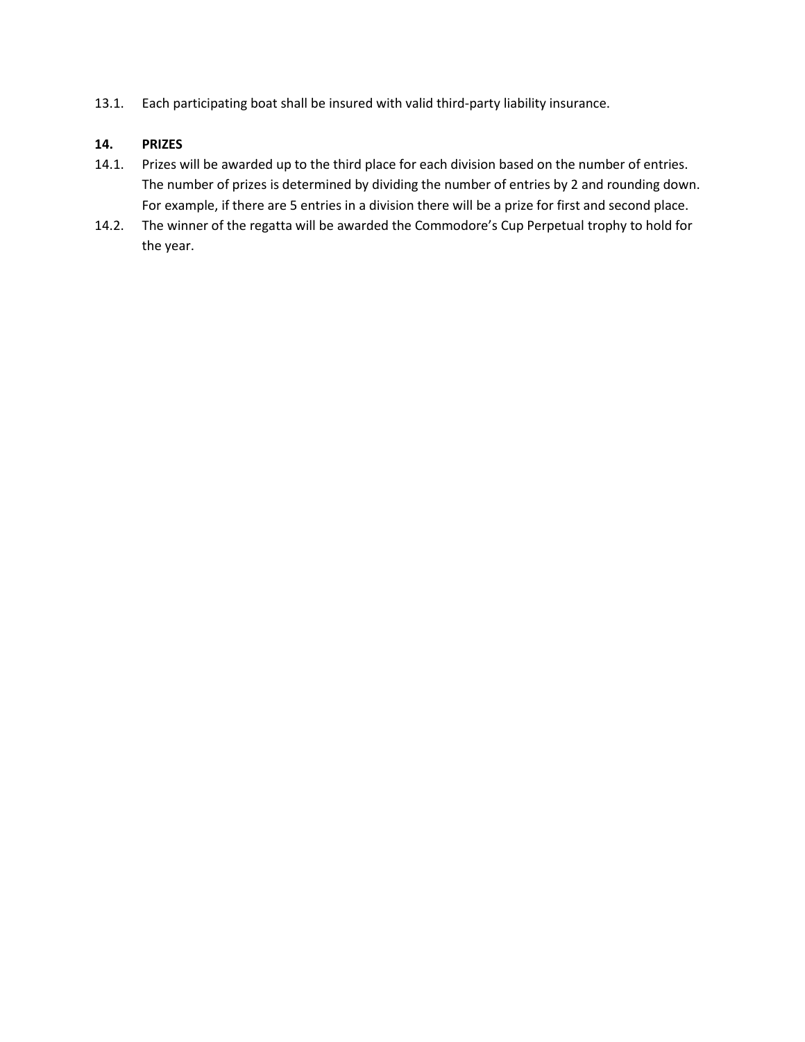13.1. Each participating boat shall be insured with valid third-party liability insurance.

## 14. PRIZES

14.1. Prizes will be awarded up to the third place for each division based on the number of entries. The number of prizes is determined by dividing the number of entries by 2 and rounding down. For example, if there are 5 entries in a division there will be a prize for first and second place.

14.2. The winner of the regatta will be awarded the Commodore’s Cup Perpetual trophy to hold for the year.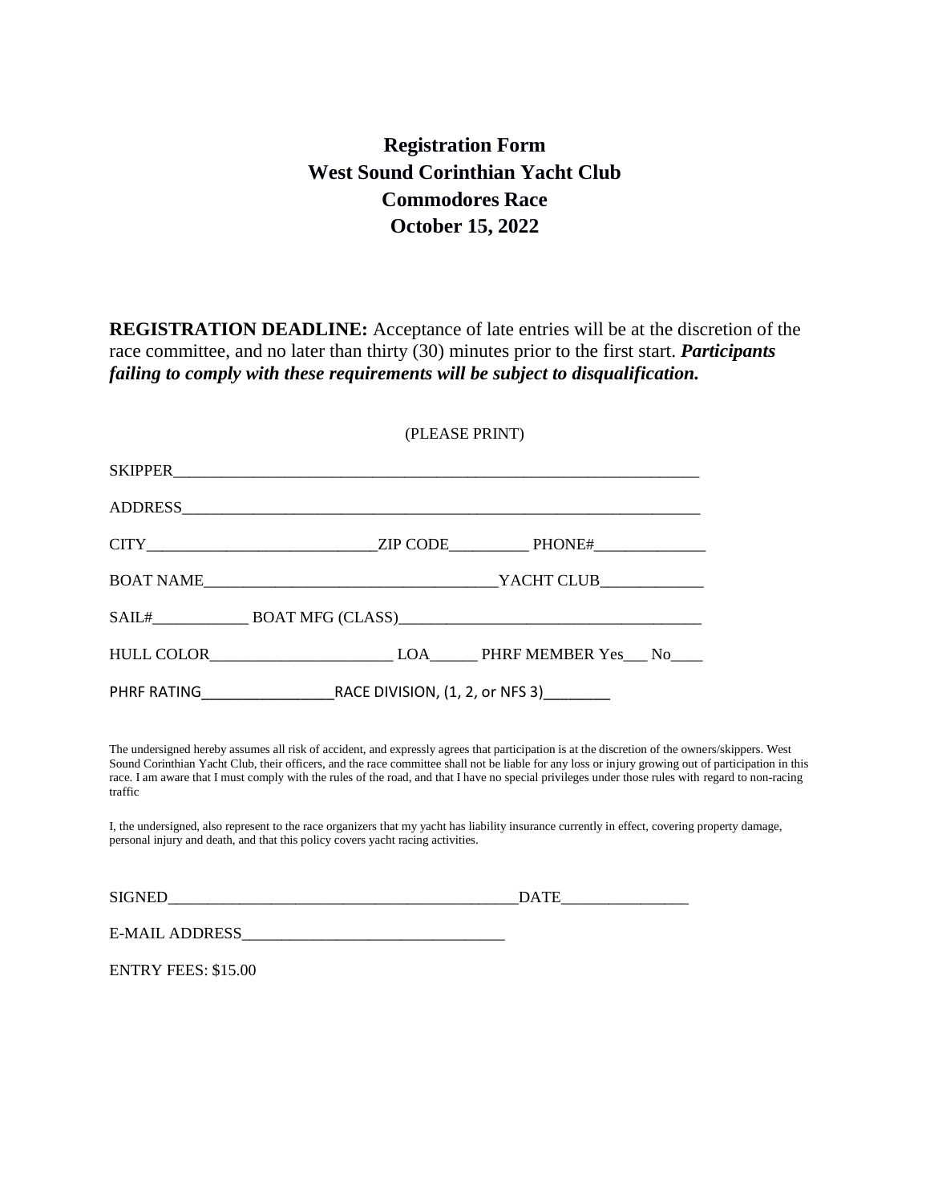# Registration Form
# West Sound Corinthian Yacht Club
# Commodores Race
# October 15, 2022

**REGISTRATION DEADLINE:** Acceptance of late entries will be at the discretion of the race committee, and no later than thirty (30) minutes prior to the first start. ***Participants failing to comply with these requirements will be subject to disqualification.***

(PLEASE PRINT)

SKIPPER___________________________________________________________________

ADDRESS__________________________________________________________________

CITY____________________________ZIP CODE__________ PHONE#______________

BOAT NAME____________________________________YACHT CLUB_____________

SAIL#____________ BOAT MFG (CLASS)_____________________________________

HULL COLOR_______________________ LOA______ PHRF MEMBER Yes___ No____

PHRF RATING________________RACE DIVISION, (1, 2, or NFS 3)________

The undersigned hereby assumes all risk of accident, and expressly agrees that participation is at the discretion of the owners/skippers. West Sound Corinthian Yacht Club, their officers, and the race committee shall not be liable for any loss or injury growing out of participation in this race. I am aware that I must comply with the rules of the road, and that I have no special privileges under those rules with regard to non-racing traffic

I, the undersigned, also represent to the race organizers that my yacht has liability insurance currently in effect, covering property damage, personal injury and death, and that this policy covers yacht racing activities.

SIGNED____________________________________________DATE________________

E-MAIL ADDRESS_________________________________

ENTRY FEES: $15.00